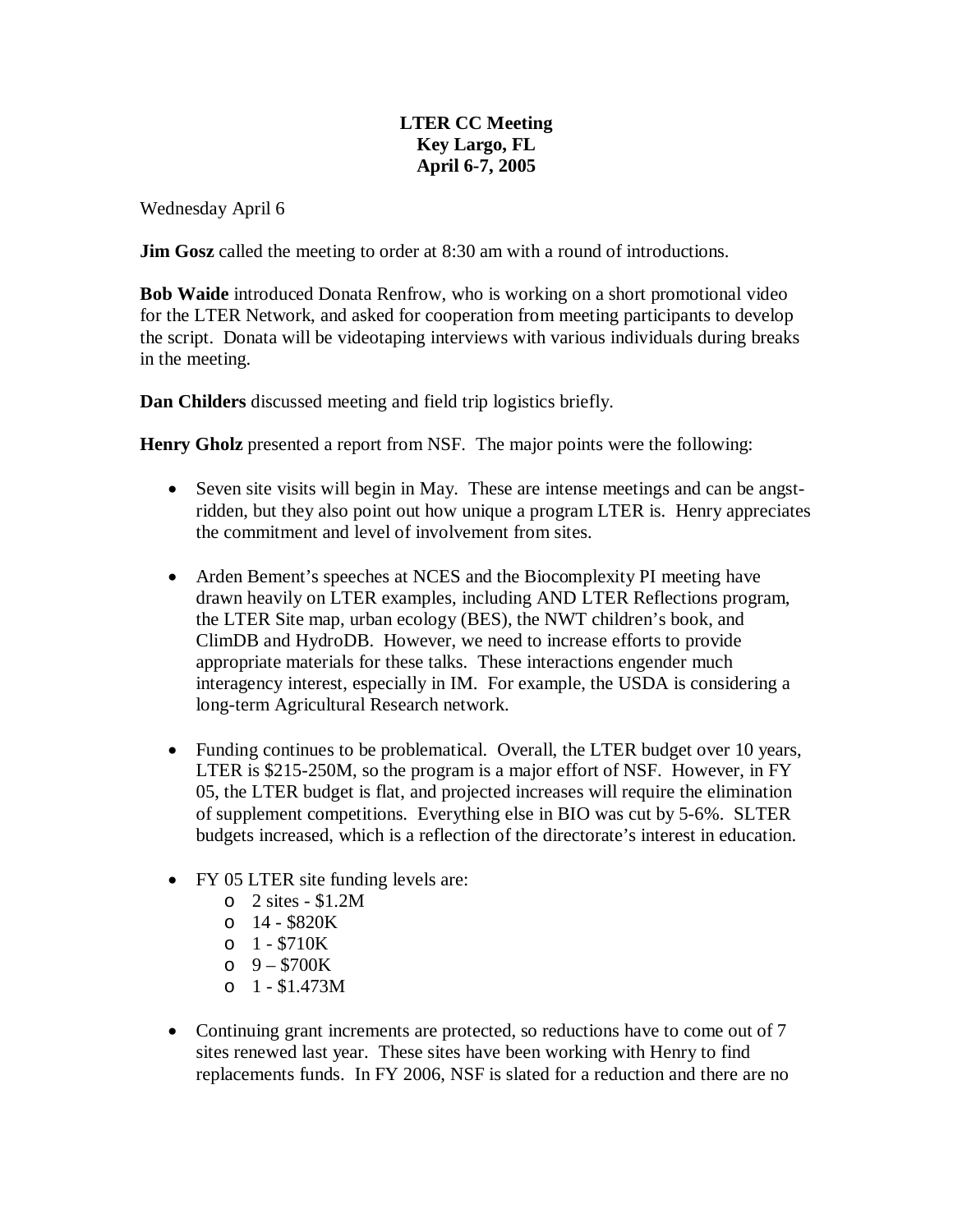**LTER CC Meeting**
**Key Largo, FL**
**April 6-7, 2005**

Wednesday April 6

**Jim Gosz** called the meeting to order at 8:30 am with a round of introductions.

**Bob Waide** introduced Donata Renfrow, who is working on a short promotional video for the LTER Network, and asked for cooperation from meeting participants to develop the script. Donata will be videotaping interviews with various individuals during breaks in the meeting.

**Dan Childers** discussed meeting and field trip logistics briefly.

**Henry Gholz** presented a report from NSF. The major points were the following:

- Seven site visits will begin in May. These are intense meetings and can be angst-ridden, but they also point out how unique a program LTER is. Henry appreciates the commitment and level of involvement from sites.

- Arden Bement's speeches at NCES and the Biocomplexity PI meeting have drawn heavily on LTER examples, including AND LTER Reflections program, the LTER Site map, urban ecology (BES), the NWT children's book, and ClimDB and HydroDB. However, we need to increase efforts to provide appropriate materials for these talks. These interactions engender much interagency interest, especially in IM. For example, the USDA is considering a long-term Agricultural Research network.

- Funding continues to be problematical. Overall, the LTER budget over 10 years, LTER is $215-250M, so the program is a major effort of NSF. However, in FY 05, the LTER budget is flat, and projected increases will require the elimination of supplement competitions. Everything else in BIO was cut by 5-6%. SLTER budgets increased, which is a reflection of the directorate's interest in education.

- FY 05 LTER site funding levels are:
  - 2 sites - $1.2M
  - 14 - $820K
  - 1 - $710K
  - 9 – $700K
  - 1 - $1.473M

- Continuing grant increments are protected, so reductions have to come out of 7 sites renewed last year. These sites have been working with Henry to find replacements funds. In FY 2006, NSF is slated for a reduction and there are no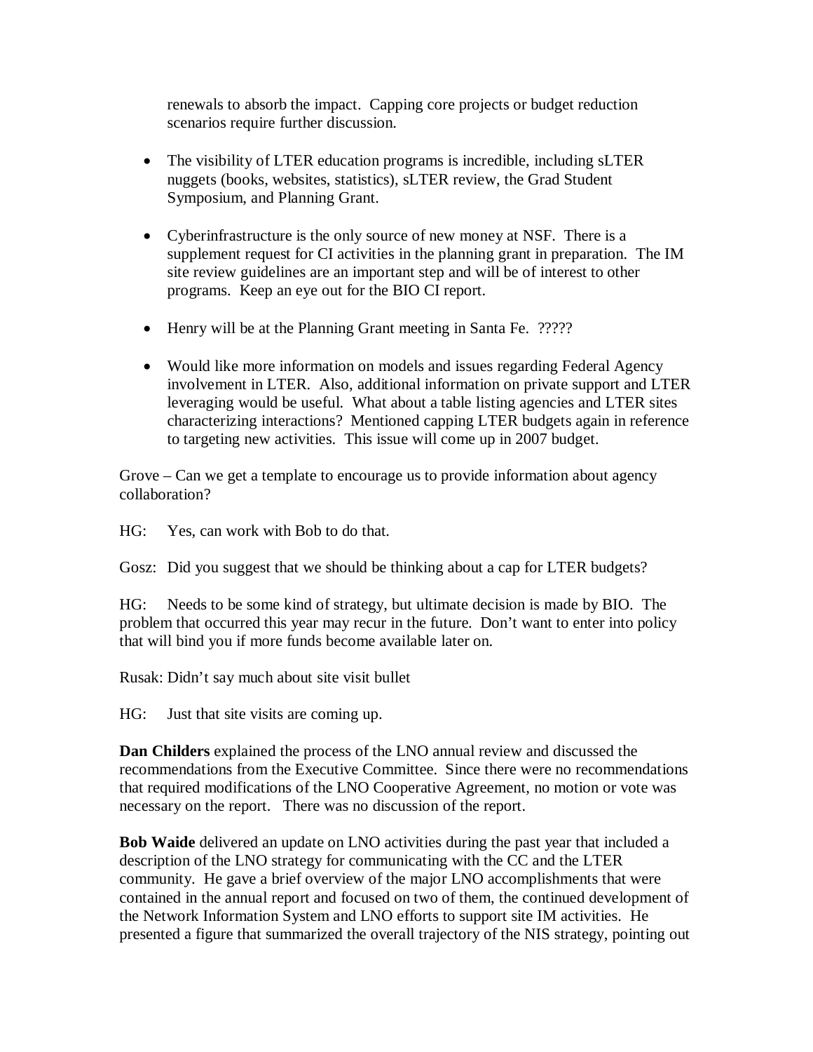renewals to absorb the impact. Capping core projects or budget reduction scenarios require further discussion.

- The visibility of LTER education programs is incredible, including sLTER nuggets (books, websites, statistics), sLTER review, the Grad Student Symposium, and Planning Grant.

- Cyberinfrastructure is the only source of new money at NSF. There is a supplement request for CI activities in the planning grant in preparation. The IM site review guidelines are an important step and will be of interest to other programs. Keep an eye out for the BIO CI report.

- Henry will be at the Planning Grant meeting in Santa Fe. ?????

- Would like more information on models and issues regarding Federal Agency involvement in LTER. Also, additional information on private support and LTER leveraging would be useful. What about a table listing agencies and LTER sites characterizing interactions? Mentioned capping LTER budgets again in reference to targeting new activities. This issue will come up in 2007 budget.

Grove – Can we get a template to encourage us to provide information about agency collaboration?

HG: Yes, can work with Bob to do that.

Gosz: Did you suggest that we should be thinking about a cap for LTER budgets?

HG: Needs to be some kind of strategy, but ultimate decision is made by BIO. The problem that occurred this year may recur in the future. Don't want to enter into policy that will bind you if more funds become available later on.

Rusak: Didn't say much about site visit bullet

HG: Just that site visits are coming up.

**Dan Childers** explained the process of the LNO annual review and discussed the recommendations from the Executive Committee. Since there were no recommendations that required modifications of the LNO Cooperative Agreement, no motion or vote was necessary on the report. There was no discussion of the report.

**Bob Waide** delivered an update on LNO activities during the past year that included a description of the LNO strategy for communicating with the CC and the LTER community. He gave a brief overview of the major LNO accomplishments that were contained in the annual report and focused on two of them, the continued development of the Network Information System and LNO efforts to support site IM activities. He presented a figure that summarized the overall trajectory of the NIS strategy, pointing out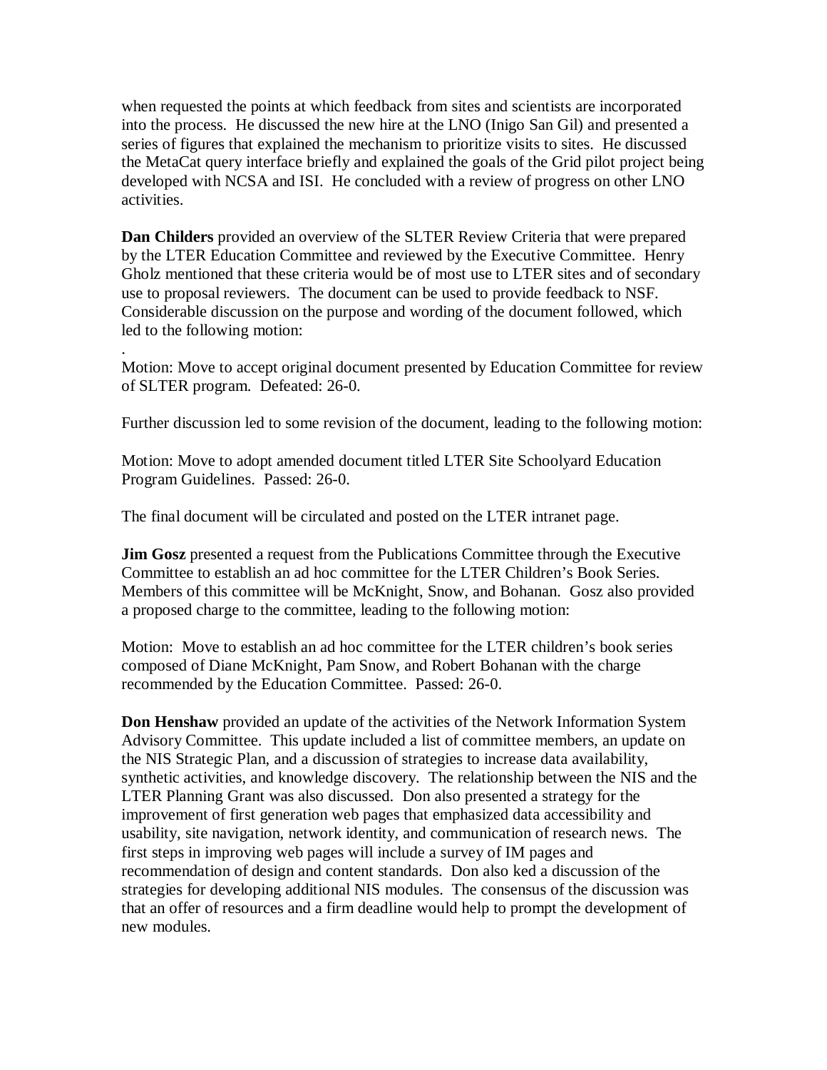when requested the points at which feedback from sites and scientists are incorporated into the process. He discussed the new hire at the LNO (Inigo San Gil) and presented a series of figures that explained the mechanism to prioritize visits to sites. He discussed the MetaCat query interface briefly and explained the goals of the Grid pilot project being developed with NCSA and ISI. He concluded with a review of progress on other LNO activities.

**Dan Childers** provided an overview of the SLTER Review Criteria that were prepared by the LTER Education Committee and reviewed by the Executive Committee. Henry Gholz mentioned that these criteria would be of most use to LTER sites and of secondary use to proposal reviewers. The document can be used to provide feedback to NSF. Considerable discussion on the purpose and wording of the document followed, which led to the following motion:

.
Motion: Move to accept original document presented by Education Committee for review of SLTER program. Defeated: 26-0.

Further discussion led to some revision of the document, leading to the following motion:

Motion: Move to adopt amended document titled LTER Site Schoolyard Education Program Guidelines. Passed: 26-0.

The final document will be circulated and posted on the LTER intranet page.

**Jim Gosz** presented a request from the Publications Committee through the Executive Committee to establish an ad hoc committee for the LTER Children's Book Series. Members of this committee will be McKnight, Snow, and Bohanan. Gosz also provided a proposed charge to the committee, leading to the following motion:

Motion: Move to establish an ad hoc committee for the LTER children's book series composed of Diane McKnight, Pam Snow, and Robert Bohanan with the charge recommended by the Education Committee. Passed: 26-0.

**Don Henshaw** provided an update of the activities of the Network Information System Advisory Committee. This update included a list of committee members, an update on the NIS Strategic Plan, and a discussion of strategies to increase data availability, synthetic activities, and knowledge discovery. The relationship between the NIS and the LTER Planning Grant was also discussed. Don also presented a strategy for the improvement of first generation web pages that emphasized data accessibility and usability, site navigation, network identity, and communication of research news. The first steps in improving web pages will include a survey of IM pages and recommendation of design and content standards. Don also ked a discussion of the strategies for developing additional NIS modules. The consensus of the discussion was that an offer of resources and a firm deadline would help to prompt the development of new modules.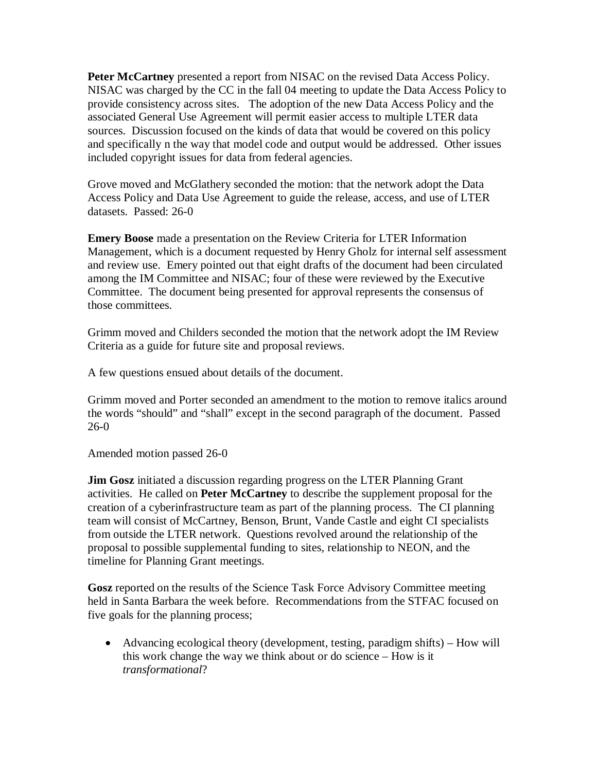**Peter McCartney** presented a report from NISAC on the revised Data Access Policy. NISAC was charged by the CC in the fall 04 meeting to update the Data Access Policy to provide consistency across sites. The adoption of the new Data Access Policy and the associated General Use Agreement will permit easier access to multiple LTER data sources. Discussion focused on the kinds of data that would be covered on this policy and specifically n the way that model code and output would be addressed. Other issues included copyright issues for data from federal agencies.

Grove moved and McGlathery seconded the motion: that the network adopt the Data Access Policy and Data Use Agreement to guide the release, access, and use of LTER datasets. Passed: 26-0

**Emery Boose** made a presentation on the Review Criteria for LTER Information Management, which is a document requested by Henry Gholz for internal self assessment and review use. Emery pointed out that eight drafts of the document had been circulated among the IM Committee and NISAC; four of these were reviewed by the Executive Committee. The document being presented for approval represents the consensus of those committees.

Grimm moved and Childers seconded the motion that the network adopt the IM Review Criteria as a guide for future site and proposal reviews.

A few questions ensued about details of the document.

Grimm moved and Porter seconded an amendment to the motion to remove italics around the words "should" and "shall" except in the second paragraph of the document. Passed 26-0

Amended motion passed 26-0

**Jim Gosz** initiated a discussion regarding progress on the LTER Planning Grant activities. He called on **Peter McCartney** to describe the supplement proposal for the creation of a cyberinfrastructure team as part of the planning process. The CI planning team will consist of McCartney, Benson, Brunt, Vande Castle and eight CI specialists from outside the LTER network. Questions revolved around the relationship of the proposal to possible supplemental funding to sites, relationship to NEON, and the timeline for Planning Grant meetings.

**Gosz** reported on the results of the Science Task Force Advisory Committee meeting held in Santa Barbara the week before. Recommendations from the STFAC focused on five goals for the planning process;

- Advancing ecological theory (development, testing, paradigm shifts) – How will this work change the way we think about or do science – How is it *transformational*?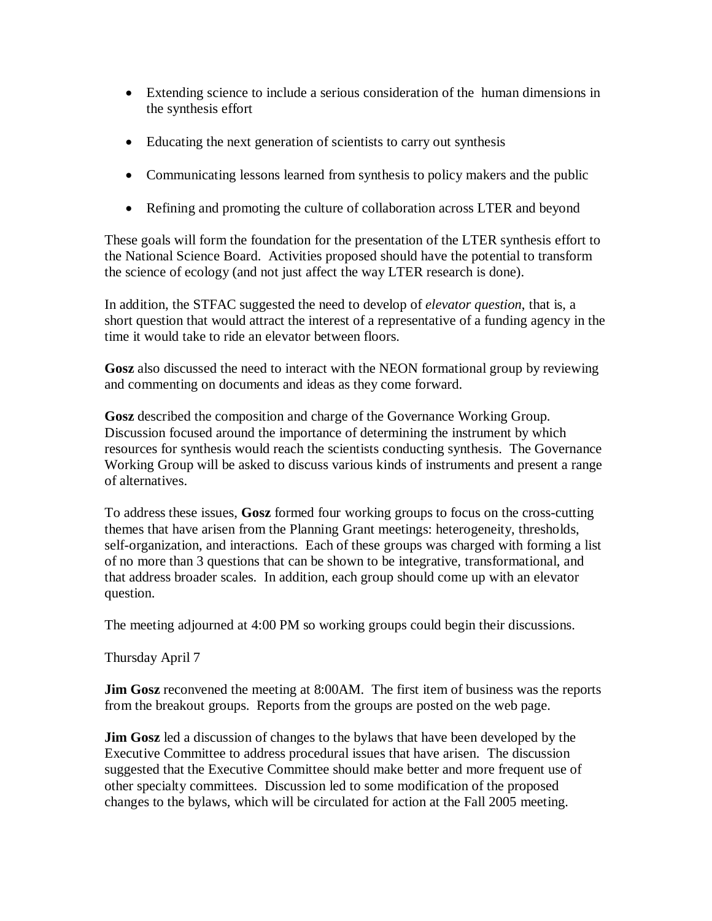- Extending science to include a serious consideration of the  human dimensions in the synthesis effort

- Educating the next generation of scientists to carry out synthesis

- Communicating lessons learned from synthesis to policy makers and the public

- Refining and promoting the culture of collaboration across LTER and beyond

These goals will form the foundation for the presentation of the LTER synthesis effort to the National Science Board.  Activities proposed should have the potential to transform the science of ecology (and not just affect the way LTER research is done).

In addition, the STFAC suggested the need to develop of *elevator question*, that is, a short question that would attract the interest of a representative of a funding agency in the time it would take to ride an elevator between floors.

**Gosz** also discussed the need to interact with the NEON formational group by reviewing and commenting on documents and ideas as they come forward.

**Gosz** described the composition and charge of the Governance Working Group.  Discussion focused around the importance of determining the instrument by which resources for synthesis would reach the scientists conducting synthesis.  The Governance Working Group will be asked to discuss various kinds of instruments and present a range of alternatives.

To address these issues, **Gosz** formed four working groups to focus on the cross-cutting themes that have arisen from the Planning Grant meetings: heterogeneity, thresholds, self-organization, and interactions.  Each of these groups was charged with forming a list of no more than 3 questions that can be shown to be integrative, transformational, and that address broader scales.  In addition, each group should come up with an elevator question.

The meeting adjourned at 4:00 PM so working groups could begin their discussions.

Thursday April 7

**Jim Gosz** reconvened the meeting at 8:00AM.  The first item of business was the reports from the breakout groups.  Reports from the groups are posted on the web page.

**Jim Gosz** led a discussion of changes to the bylaws that have been developed by the Executive Committee to address procedural issues that have arisen.  The discussion suggested that the Executive Committee should make better and more frequent use of other specialty committees.  Discussion led to some modification of the proposed changes to the bylaws, which will be circulated for action at the Fall 2005 meeting.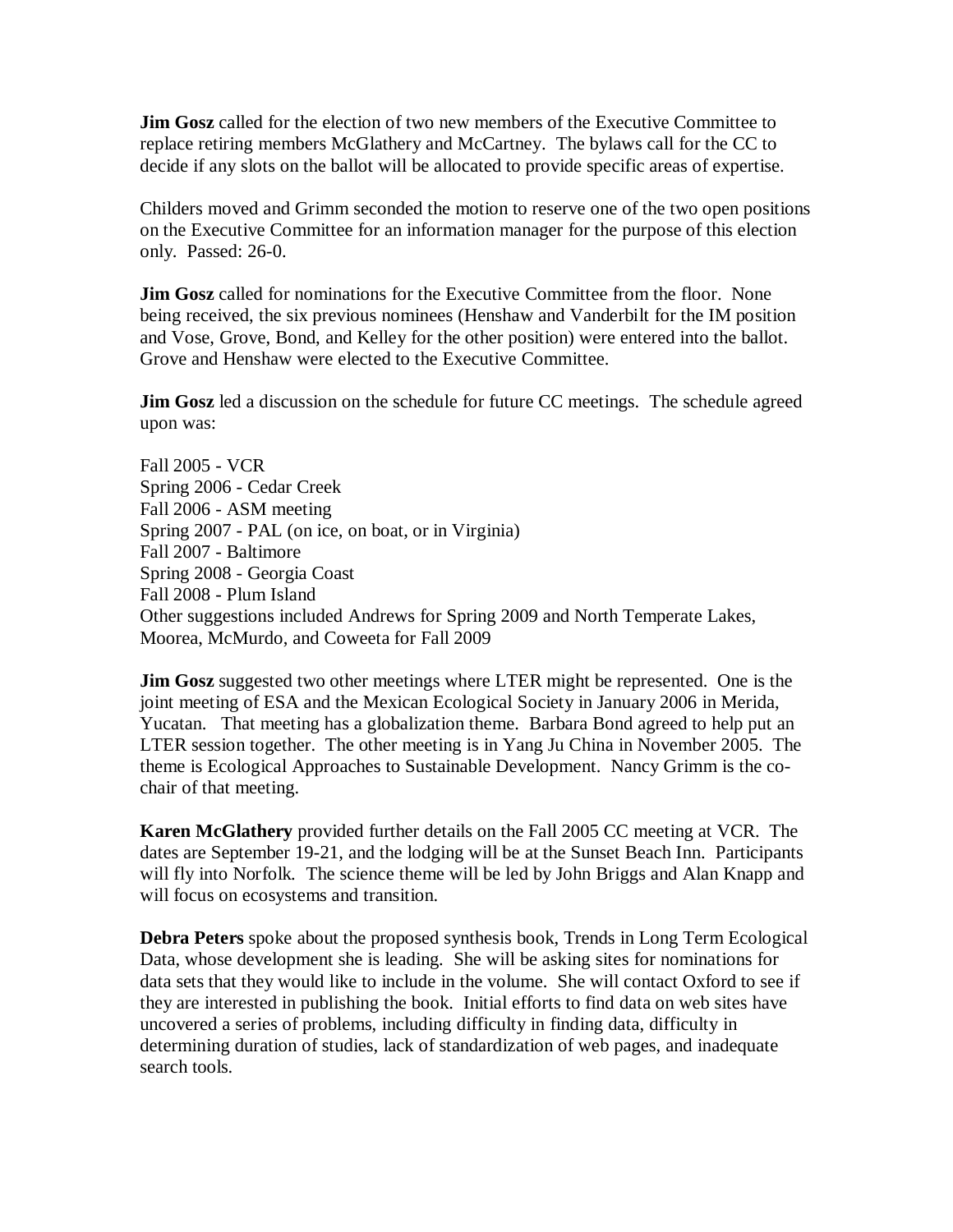**Jim Gosz** called for the election of two new members of the Executive Committee to replace retiring members McGlathery and McCartney. The bylaws call for the CC to decide if any slots on the ballot will be allocated to provide specific areas of expertise.

Childers moved and Grimm seconded the motion to reserve one of the two open positions on the Executive Committee for an information manager for the purpose of this election only. Passed: 26-0.

**Jim Gosz** called for nominations for the Executive Committee from the floor. None being received, the six previous nominees (Henshaw and Vanderbilt for the IM position and Vose, Grove, Bond, and Kelley for the other position) were entered into the ballot. Grove and Henshaw were elected to the Executive Committee.

**Jim Gosz** led a discussion on the schedule for future CC meetings. The schedule agreed upon was:

Fall 2005 - VCR  
Spring 2006 - Cedar Creek  
Fall 2006 - ASM meeting  
Spring 2007 - PAL (on ice, on boat, or in Virginia)  
Fall 2007 - Baltimore  
Spring 2008 - Georgia Coast  
Fall 2008 - Plum Island  
Other suggestions included Andrews for Spring 2009 and North Temperate Lakes, Moorea, McMurdo, and Coweeta for Fall 2009

**Jim Gosz** suggested two other meetings where LTER might be represented. One is the joint meeting of ESA and the Mexican Ecological Society in January 2006 in Merida, Yucatan. That meeting has a globalization theme. Barbara Bond agreed to help put an LTER session together. The other meeting is in Yang Ju China in November 2005. The theme is Ecological Approaches to Sustainable Development. Nancy Grimm is the co-chair of that meeting.

**Karen McGlathery** provided further details on the Fall 2005 CC meeting at VCR. The dates are September 19-21, and the lodging will be at the Sunset Beach Inn. Participants will fly into Norfolk. The science theme will be led by John Briggs and Alan Knapp and will focus on ecosystems and transition.

**Debra Peters** spoke about the proposed synthesis book, Trends in Long Term Ecological Data, whose development she is leading. She will be asking sites for nominations for data sets that they would like to include in the volume. She will contact Oxford to see if they are interested in publishing the book. Initial efforts to find data on web sites have uncovered a series of problems, including difficulty in finding data, difficulty in determining duration of studies, lack of standardization of web pages, and inadequate search tools.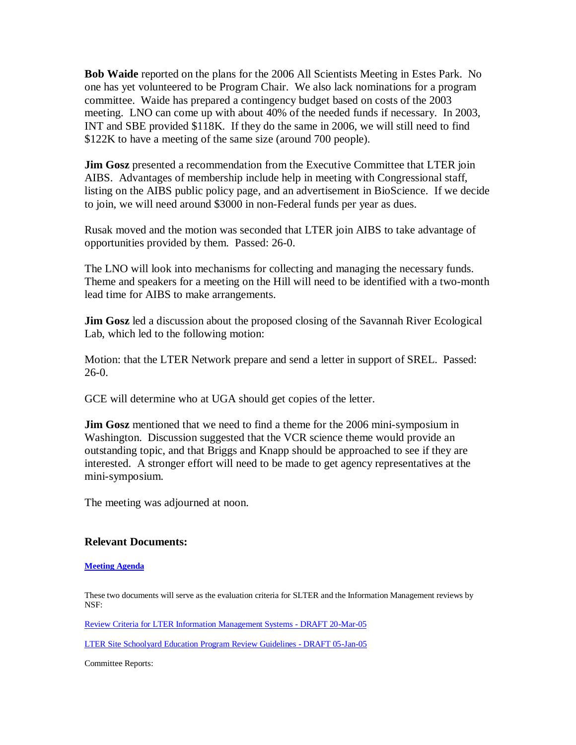**Bob Waide** reported on the plans for the 2006 All Scientists Meeting in Estes Park. No one has yet volunteered to be Program Chair. We also lack nominations for a program committee. Waide has prepared a contingency budget based on costs of the 2003 meeting. LNO can come up with about 40% of the needed funds if necessary. In 2003, INT and SBE provided $118K. If they do the same in 2006, we will still need to find $122K to have a meeting of the same size (around 700 people).

**Jim Gosz** presented a recommendation from the Executive Committee that LTER join AIBS. Advantages of membership include help in meeting with Congressional staff, listing on the AIBS public policy page, and an advertisement in BioScience. If we decide to join, we will need around $3000 in non-Federal funds per year as dues.

Rusak moved and the motion was seconded that LTER join AIBS to take advantage of opportunities provided by them. Passed: 26-0.

The LNO will look into mechanisms for collecting and managing the necessary funds. Theme and speakers for a meeting on the Hill will need to be identified with a two-month lead time for AIBS to make arrangements.

**Jim Gosz** led a discussion about the proposed closing of the Savannah River Ecological Lab, which led to the following motion:

Motion: that the LTER Network prepare and send a letter in support of SREL. Passed: 26-0.

GCE will determine who at UGA should get copies of the letter.

**Jim Gosz** mentioned that we need to find a theme for the 2006 mini-symposium in Washington. Discussion suggested that the VCR science theme would provide an outstanding topic, and that Briggs and Knapp should be approached to see if they are interested. A stronger effort will need to be made to get agency representatives at the mini-symposium.

The meeting was adjourned at noon.

### Relevant Documents:

**Meeting Agenda**

These two documents will serve as the evaluation criteria for SLTER and the Information Management reviews by NSF:

Review Criteria for LTER Information Management Systems - DRAFT 20-Mar-05

LTER Site Schoolyard Education Program Review Guidelines - DRAFT 05-Jan-05

Committee Reports: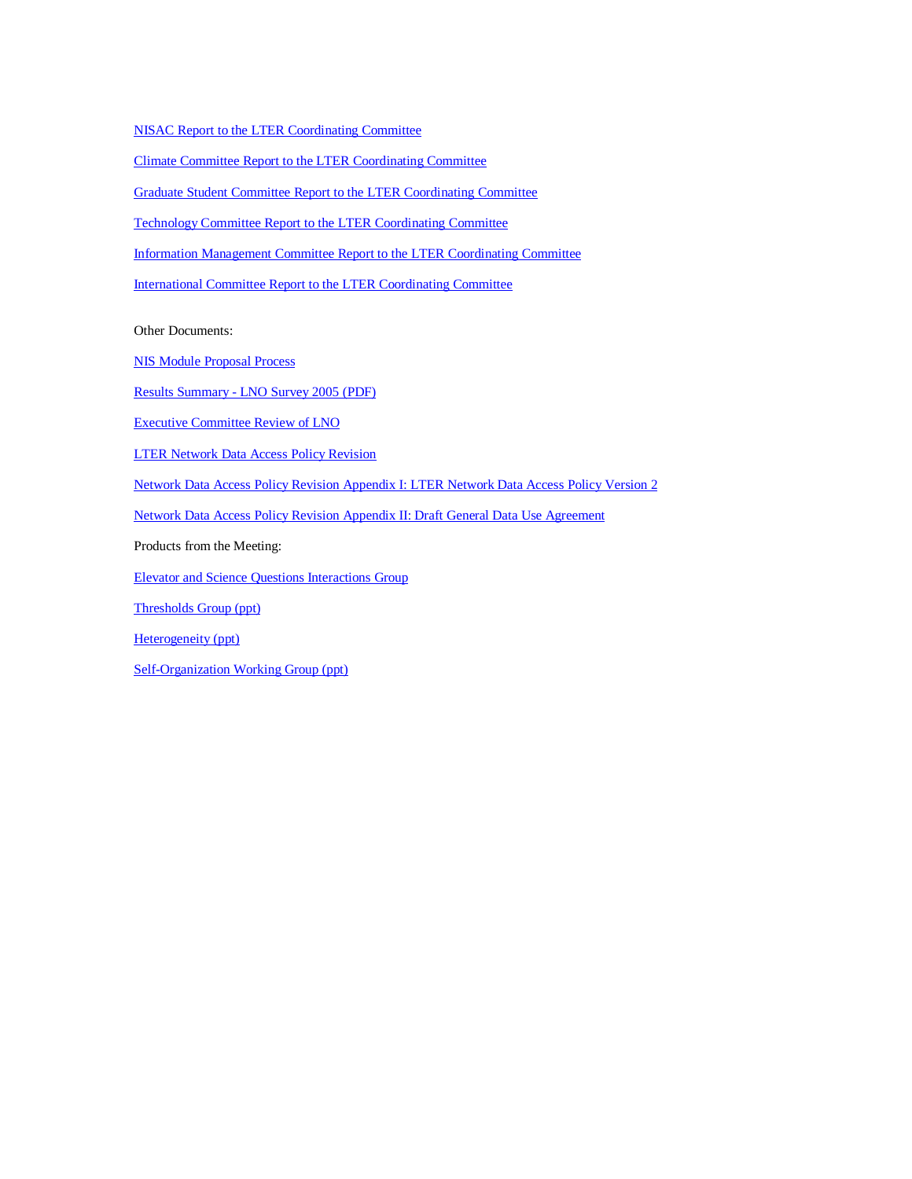NISAC Report to the LTER Coordinating Committee

Climate Committee Report to the LTER Coordinating Committee

Graduate Student Committee Report to the LTER Coordinating Committee

Technology Committee Report to the LTER Coordinating Committee

Information Management Committee Report to the LTER Coordinating Committee

International Committee Report to the LTER Coordinating Committee

Other Documents:

NIS Module Proposal Process

Results Summary - LNO Survey 2005 (PDF)

Executive Committee Review of LNO

LTER Network Data Access Policy Revision

Network Data Access Policy Revision Appendix I: LTER Network Data Access Policy Version 2

Network Data Access Policy Revision Appendix II: Draft General Data Use Agreement

Products from the Meeting:

Elevator and Science Questions Interactions Group

Thresholds Group (ppt)

Heterogeneity (ppt)

Self-Organization Working Group (ppt)